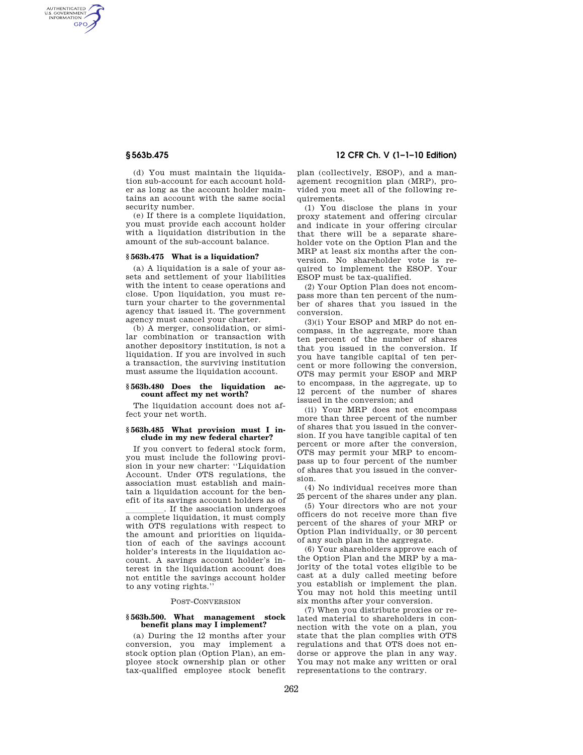(d) You must maintain the liquidation sub-account for each account holder as long as the account holder maintains an account with the same social security number.

(e) If there is a complete liquidation, you must provide each account holder with a liquidation distribution in the amount of the sub-account balance.

### § 563b.475 What is a liquidation?

(a) A liquidation is a sale of your assets and settlement of your liabilities with the intent to cease operations and close. Upon liquidation, you must return your charter to the governmental agency that issued it. The government agency must cancel your charter.

(b) A merger, consolidation, or similar combination or transaction with another depository institution, is not a liquidation. If you are involved in such a transaction, the surviving institution must assume the liquidation account.

### § 563b.480 Does the liquidation account affect my net worth?

The liquidation account does not affect your net worth.

### § 563b.485 What provision must I include in my new federal charter?

If you convert to federal stock form, you must include the following provision in your new charter: ''Liquidation Account. Under OTS regulations, the association must establish and maintain a liquidation account for the benefit of its savings account holders as of ________. If the association undergoes a complete liquidation, it must comply with OTS regulations with respect to the amount and priorities on liquidation of each of the savings account holder's interests in the liquidation account. A savings account holder's interest in the liquidation account does not entitle the savings account holder to any voting rights.''

POST-CONVERSION

### § 563b.500. What management stock benefit plans may I implement?

(a) During the 12 months after your conversion, you may implement a stock option plan (Option Plan), an employee stock ownership plan or other tax-qualified employee stock benefit plan (collectively, ESOP), and a management recognition plan (MRP), provided you meet all of the following requirements.

(1) You disclose the plans in your proxy statement and offering circular and indicate in your offering circular that there will be a separate shareholder vote on the Option Plan and the MRP at least six months after the conversion. No shareholder vote is required to implement the ESOP. Your ESOP must be tax-qualified.

(2) Your Option Plan does not encompass more than ten percent of the number of shares that you issued in the conversion.

(3)(i) Your ESOP and MRP do not encompass, in the aggregate, more than ten percent of the number of shares that you issued in the conversion. If you have tangible capital of ten percent or more following the conversion, OTS may permit your ESOP and MRP to encompass, in the aggregate, up to 12 percent of the number of shares issued in the conversion; and

(ii) Your MRP does not encompass more than three percent of the number of shares that you issued in the conversion. If you have tangible capital of ten percent or more after the conversion, OTS may permit your MRP to encompass up to four percent of the number of shares that you issued in the conversion.

(4) No individual receives more than 25 percent of the shares under any plan.

(5) Your directors who are not your officers do not receive more than five percent of the shares of your MRP or Option Plan individually, or 30 percent of any such plan in the aggregate.

(6) Your shareholders approve each of the Option Plan and the MRP by a majority of the total votes eligible to be cast at a duly called meeting before you establish or implement the plan. You may not hold this meeting until six months after your conversion.

(7) When you distribute proxies or related material to shareholders in connection with the vote on a plan, you state that the plan complies with OTS regulations and that OTS does not endorse or approve the plan in any way. You may not make any written or oral representations to the contrary.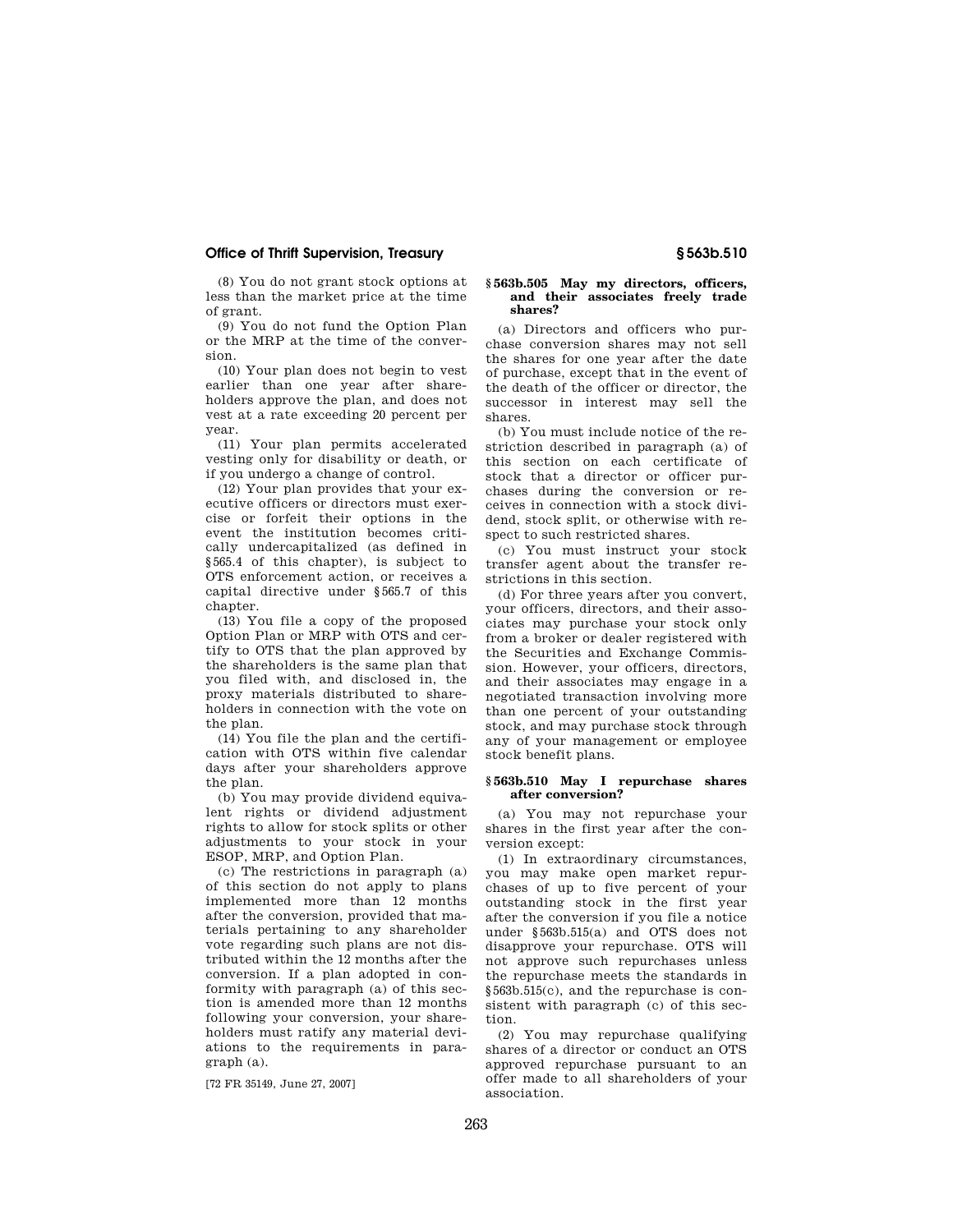(8) You do not grant stock options at less than the market price at the time of grant.

(9) You do not fund the Option Plan or the MRP at the time of the conversion.

(10) Your plan does not begin to vest earlier than one year after shareholders approve the plan, and does not vest at a rate exceeding 20 percent per year.

(11) Your plan permits accelerated vesting only for disability or death, or if you undergo a change of control.

(12) Your plan provides that your executive officers or directors must exercise or forfeit their options in the event the institution becomes critically undercapitalized (as defined in §565.4 of this chapter), is subject to OTS enforcement action, or receives a capital directive under §565.7 of this chapter.

(13) You file a copy of the proposed Option Plan or MRP with OTS and certify to OTS that the plan approved by the shareholders is the same plan that you filed with, and disclosed in, the proxy materials distributed to shareholders in connection with the vote on the plan.

(14) You file the plan and the certification with OTS within five calendar days after your shareholders approve the plan.

(b) You may provide dividend equivalent rights or dividend adjustment rights to allow for stock splits or other adjustments to your stock in your ESOP, MRP, and Option Plan.

(c) The restrictions in paragraph (a) of this section do not apply to plans implemented more than 12 months after the conversion, provided that materials pertaining to any shareholder vote regarding such plans are not distributed within the 12 months after the conversion. If a plan adopted in conformity with paragraph (a) of this section is amended more than 12 months following your conversion, your shareholders must ratify any material deviations to the requirements in paragraph (a).

[72 FR 35149, June 27, 2007]

### § 563b.505 May my directors, officers, and their associates freely trade shares?

(a) Directors and officers who purchase conversion shares may not sell the shares for one year after the date of purchase, except that in the event of the death of the officer or director, the successor in interest may sell the shares.

(b) You must include notice of the restriction described in paragraph (a) of this section on each certificate of stock that a director or officer purchases during the conversion or receives in connection with a stock dividend, stock split, or otherwise with respect to such restricted shares.

(c) You must instruct your stock transfer agent about the transfer restrictions in this section.

(d) For three years after you convert, your officers, directors, and their associates may purchase your stock only from a broker or dealer registered with the Securities and Exchange Commission. However, your officers, directors, and their associates may engage in a negotiated transaction involving more than one percent of your outstanding stock, and may purchase stock through any of your management or employee stock benefit plans.

### § 563b.510 May I repurchase shares after conversion?

(a) You may not repurchase your shares in the first year after the conversion except:

(1) In extraordinary circumstances, you may make open market repurchases of up to five percent of your outstanding stock in the first year after the conversion if you file a notice under §563b.515(a) and OTS does not disapprove your repurchase. OTS will not approve such repurchases unless the repurchase meets the standards in §563b.515(c), and the repurchase is consistent with paragraph (c) of this section.

(2) You may repurchase qualifying shares of a director or conduct an OTS approved repurchase pursuant to an offer made to all shareholders of your association.